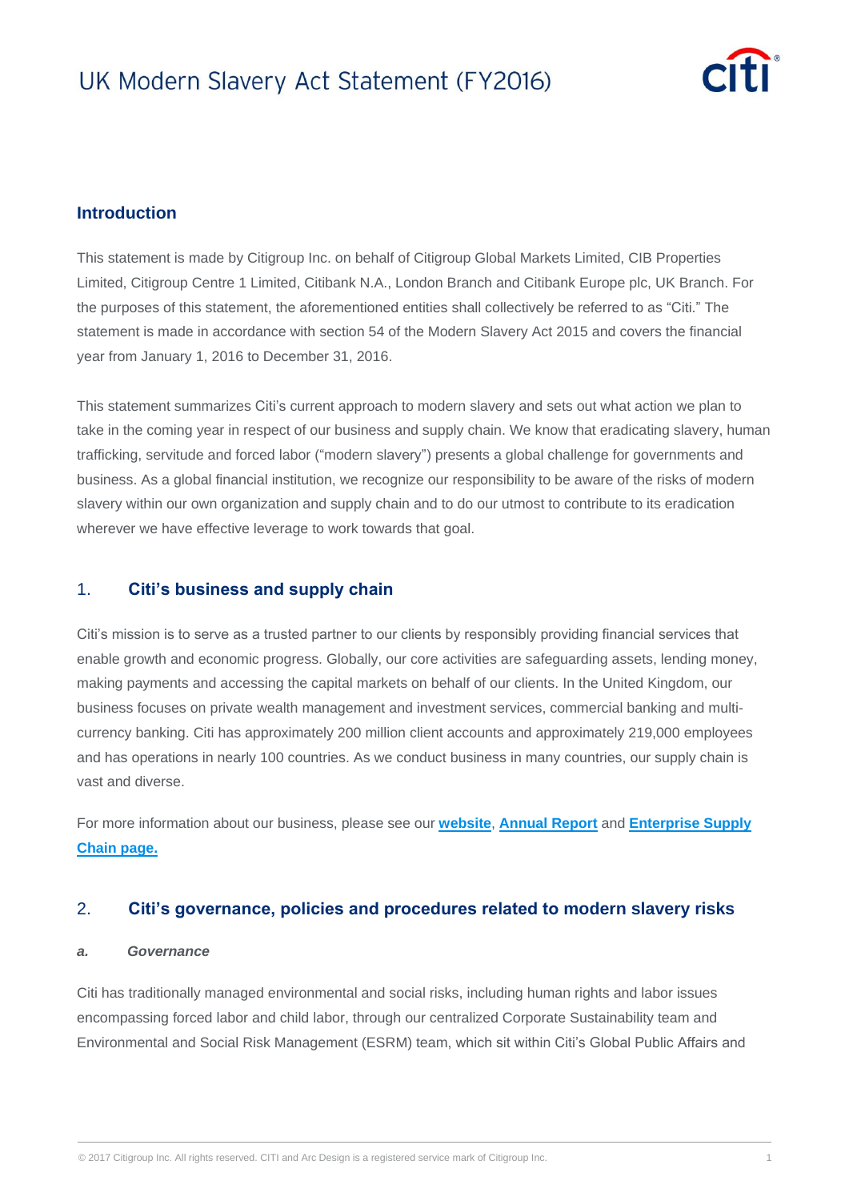# UK Modern Slavery Act Statement (FY2016)

## Introduction

This statement is made by Citigroup Inc. on behalf of Citigroup Global Markets Limited, CIB Properties Limited, Citigroup Centre 1 Limited, Citibank N.A., London Branch and Citibank Europe plc, UK Branch. For the purposes of this statement, the aforementioned entities shall collectively be referred to as "Citi." The statement is made in accordance with section 54 of the Modern Slavery Act 2015 and covers the financial year from January 1, 2016 to December 31, 2016.

This statement summarizes Citi's current approach to modern slavery and sets out what action we plan to take in the coming year in respect of our business and supply chain. We know that eradicating slavery, human trafficking, servitude and forced labor ("modern slavery") presents a global challenge for governments and business. As a global financial institution, we recognize our responsibility to be aware of the risks of modern slavery within our own organization and supply chain and to do our utmost to contribute to its eradication wherever we have effective leverage to work towards that goal.

## 1. Citi's business and supply chain

Citi's mission is to serve as a trusted partner to our clients by responsibly providing financial services that enable growth and economic progress. Globally, our core activities are safeguarding assets, lending money, making payments and accessing the capital markets on behalf of our clients. In the United Kingdom, our business focuses on private wealth management and investment services, commercial banking and multi-currency banking. Citi has approximately 200 million client accounts and approximately 219,000 employees and has operations in nearly 100 countries. As we conduct business in many countries, our supply chain is vast and diverse.

For more information about our business, please see our **website**, **Annual Report** and **Enterprise Supply Chain page.**

## 2. Citi's governance, policies and procedures related to modern slavery risks

### *a. Governance*

Citi has traditionally managed environmental and social risks, including human rights and labor issues encompassing forced labor and child labor, through our centralized Corporate Sustainability team and Environmental and Social Risk Management (ESRM) team, which sit within Citi's Global Public Affairs and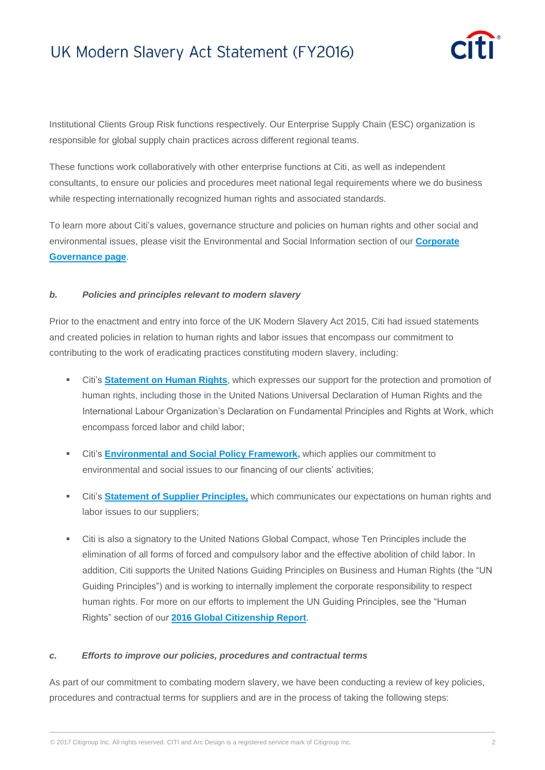Institutional Clients Group Risk functions respectively. Our Enterprise Supply Chain (ESC) organization is responsible for global supply chain practices across different regional teams.

These functions work collaboratively with other enterprise functions at Citi, as well as independent consultants, to ensure our policies and procedures meet national legal requirements where we do business while respecting internationally recognized human rights and associated standards.

To learn more about Citi's values, governance structure and policies on human rights and other social and environmental issues, please visit the Environmental and Social Information section of our **Corporate Governance page**.

***b. Policies and principles relevant to modern slavery***

Prior to the enactment and entry into force of the UK Modern Slavery Act 2015, Citi had issued statements and created policies in relation to human rights and labor issues that encompass our commitment to contributing to the work of eradicating practices constituting modern slavery, including:

- Citi's **Statement on Human Rights**, which expresses our support for the protection and promotion of human rights, including those in the United Nations Universal Declaration of Human Rights and the International Labour Organization's Declaration on Fundamental Principles and Rights at Work, which encompass forced labor and child labor;
- Citi's **Environmental and Social Policy Framework,** which applies our commitment to environmental and social issues to our financing of our clients' activities;
- Citi's **Statement of Supplier Principles,** which communicates our expectations on human rights and labor issues to our suppliers;
- Citi is also a signatory to the United Nations Global Compact, whose Ten Principles include the elimination of all forms of forced and compulsory labor and the effective abolition of child labor. In addition, Citi supports the United Nations Guiding Principles on Business and Human Rights (the "UN Guiding Principles") and is working to internally implement the corporate responsibility to respect human rights. For more on our efforts to implement the UN Guiding Principles, see the "Human Rights" section of our **2016 Global Citizenship Report**.

***c. Efforts to improve our policies, procedures and contractual terms***

As part of our commitment to combating modern slavery, we have been conducting a review of key policies, procedures and contractual terms for suppliers and are in the process of taking the following steps: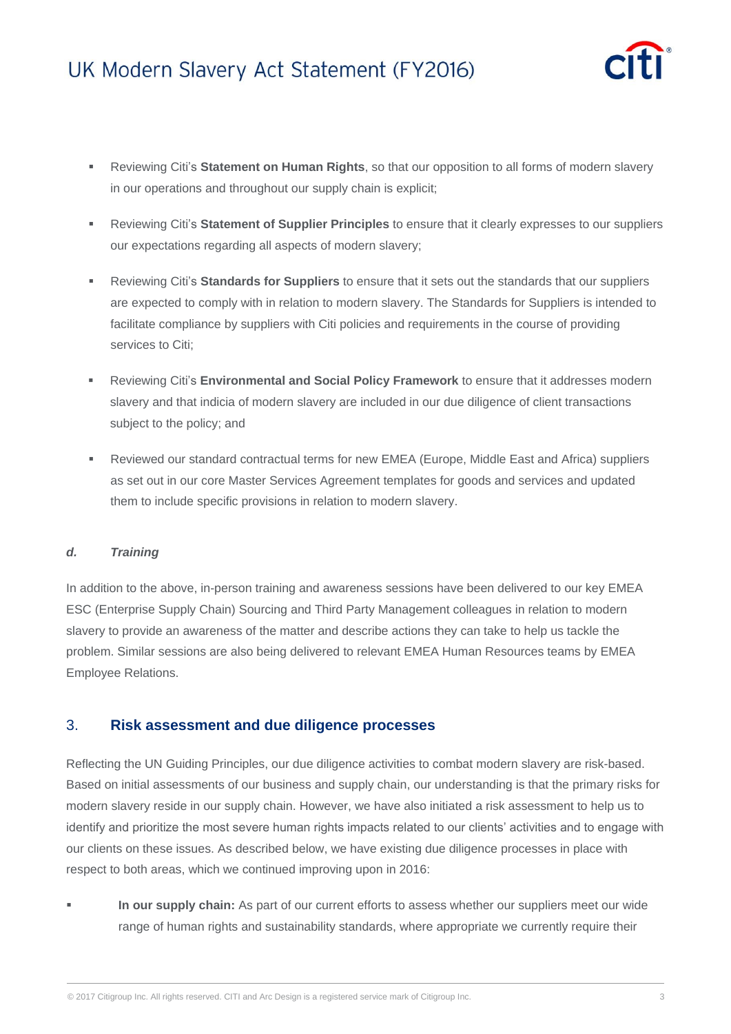- Reviewing Citi's **Statement on Human Rights**, so that our opposition to all forms of modern slavery in our operations and throughout our supply chain is explicit;

- Reviewing Citi's **Statement of Supplier Principles** to ensure that it clearly expresses to our suppliers our expectations regarding all aspects of modern slavery;

- Reviewing Citi's **Standards for Suppliers** to ensure that it sets out the standards that our suppliers are expected to comply with in relation to modern slavery. The Standards for Suppliers is intended to facilitate compliance by suppliers with Citi policies and requirements in the course of providing services to Citi;

- Reviewing Citi's **Environmental and Social Policy Framework** to ensure that it addresses modern slavery and that indicia of modern slavery are included in our due diligence of client transactions subject to the policy; and

- Reviewed our standard contractual terms for new EMEA (Europe, Middle East and Africa) suppliers as set out in our core Master Services Agreement templates for goods and services and updated them to include specific provisions in relation to modern slavery.

#### *d. Training*

In addition to the above, in-person training and awareness sessions have been delivered to our key EMEA ESC (Enterprise Supply Chain) Sourcing and Third Party Management colleagues in relation to modern slavery to provide an awareness of the matter and describe actions they can take to help us tackle the problem. Similar sessions are also being delivered to relevant EMEA Human Resources teams by EMEA Employee Relations.

## 3. Risk assessment and due diligence processes

Reflecting the UN Guiding Principles, our due diligence activities to combat modern slavery are risk-based. Based on initial assessments of our business and supply chain, our understanding is that the primary risks for modern slavery reside in our supply chain. However, we have also initiated a risk assessment to help us to identify and prioritize the most severe human rights impacts related to our clients' activities and to engage with our clients on these issues. As described below, we have existing due diligence processes in place with respect to both areas, which we continued improving upon in 2016:

- **In our supply chain:** As part of our current efforts to assess whether our suppliers meet our wide range of human rights and sustainability standards, where appropriate we currently require their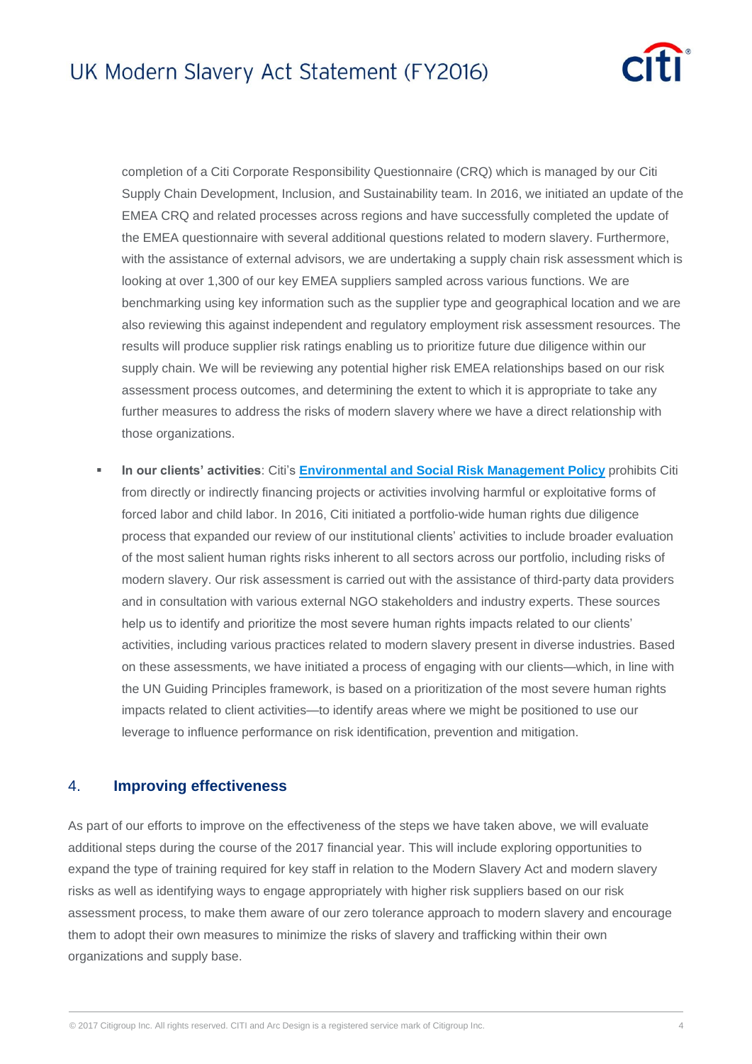completion of a Citi Corporate Responsibility Questionnaire (CRQ) which is managed by our Citi Supply Chain Development, Inclusion, and Sustainability team. In 2016, we initiated an update of the EMEA CRQ and related processes across regions and have successfully completed the update of the EMEA questionnaire with several additional questions related to modern slavery. Furthermore, with the assistance of external advisors, we are undertaking a supply chain risk assessment which is looking at over 1,300 of our key EMEA suppliers sampled across various functions. We are benchmarking using key information such as the supplier type and geographical location and we are also reviewing this against independent and regulatory employment risk assessment resources. The results will produce supplier risk ratings enabling us to prioritize future due diligence within our supply chain. We will be reviewing any potential higher risk EMEA relationships based on our risk assessment process outcomes, and determining the extent to which it is appropriate to take any further measures to address the risks of modern slavery where we have a direct relationship with those organizations.

- **In our clients' activities**: Citi's **Environmental and Social Risk Management Policy** prohibits Citi from directly or indirectly financing projects or activities involving harmful or exploitative forms of forced labor and child labor. In 2016, Citi initiated a portfolio-wide human rights due diligence process that expanded our review of our institutional clients' activities to include broader evaluation of the most salient human rights risks inherent to all sectors across our portfolio, including risks of modern slavery. Our risk assessment is carried out with the assistance of third-party data providers and in consultation with various external NGO stakeholders and industry experts. These sources help us to identify and prioritize the most severe human rights impacts related to our clients' activities, including various practices related to modern slavery present in diverse industries. Based on these assessments, we have initiated a process of engaging with our clients—which, in line with the UN Guiding Principles framework, is based on a prioritization of the most severe human rights impacts related to client activities—to identify areas where we might be positioned to use our leverage to influence performance on risk identification, prevention and mitigation.

## 4. Improving effectiveness

As part of our efforts to improve on the effectiveness of the steps we have taken above, we will evaluate additional steps during the course of the 2017 financial year. This will include exploring opportunities to expand the type of training required for key staff in relation to the Modern Slavery Act and modern slavery risks as well as identifying ways to engage appropriately with higher risk suppliers based on our risk assessment process, to make them aware of our zero tolerance approach to modern slavery and encourage them to adopt their own measures to minimize the risks of slavery and trafficking within their own organizations and supply base.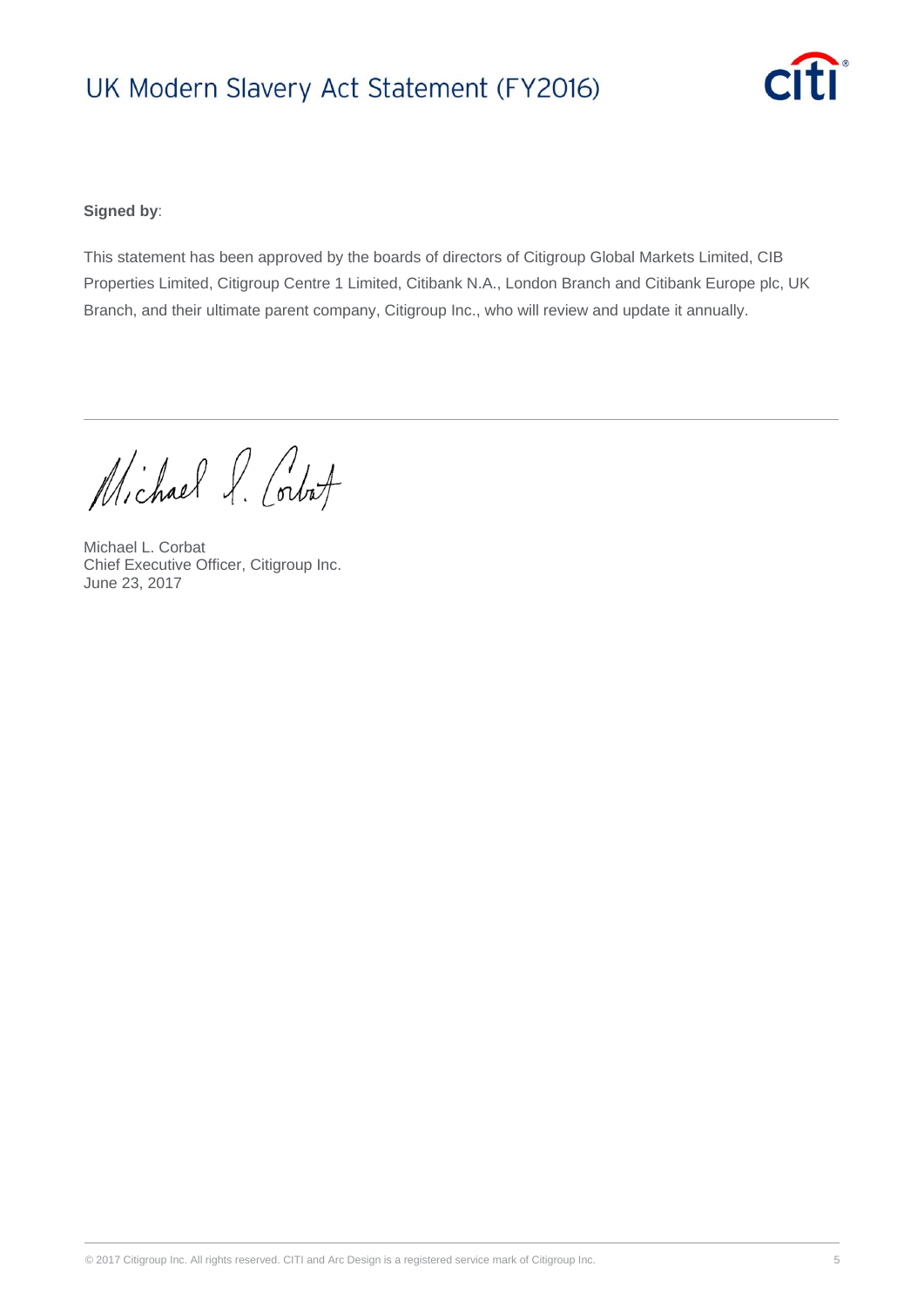**Signed by**:

This statement has been approved by the boards of directors of Citigroup Global Markets Limited, CIB Properties Limited, Citigroup Centre 1 Limited, Citibank N.A., London Branch and Citibank Europe plc, UK Branch, and their ultimate parent company, Citigroup Inc., who will review and update it annually.

---

Michael L. Corbat
Chief Executive Officer, Citigroup Inc.
June 23, 2017